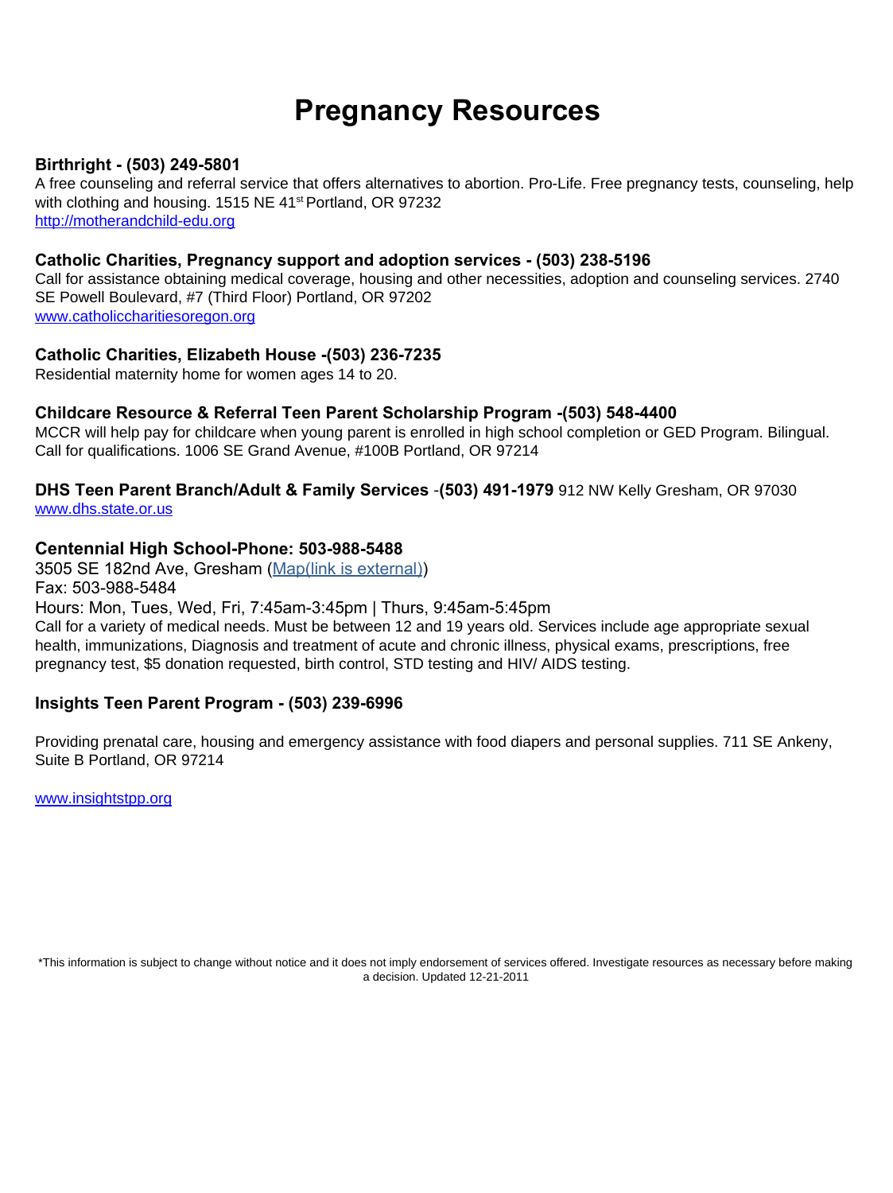# Pregnancy Resources

**Birthright - (503) 249-5801**
A free counseling and referral service that offers alternatives to abortion. Pro-Life. Free pregnancy tests, counseling, help with clothing and housing. 1515 NE 41st Portland, OR 97232
[http://motherandchild-edu.org](http://motherandchild-edu.org)

**Catholic Charities, Pregnancy support and adoption services - (503) 238-5196**
Call for assistance obtaining medical coverage, housing and other necessities, adoption and counseling services. 2740 SE Powell Boulevard, #7 (Third Floor) Portland, OR 97202
[www.catholiccharitiesoregon.org](http://www.catholiccharitiesoregon.org)

**Catholic Charities, Elizabeth House -(503) 236-7235**
Residential maternity home for women ages 14 to 20.

**Childcare Resource & Referral Teen Parent Scholarship Program -(503) 548-4400**
MCCR will help pay for childcare when young parent is enrolled in high school completion or GED Program. Bilingual. Call for qualifications. 1006 SE Grand Avenue, #100B Portland, OR 97214

**DHS Teen Parent Branch/Adult & Family Services** -**(503) 491-1979** 912 NW Kelly Gresham, OR 97030
[www.dhs.state.or.us](http://www.dhs.state.or.us)

**Centennial High School-Phone: 503-988-5488**
3505 SE 182nd Ave, Gresham (Map(link is external))
Fax: 503-988-5484
Hours: Mon, Tues, Wed, Fri, 7:45am-3:45pm | Thurs, 9:45am-5:45pm
Call for a variety of medical needs. Must be between 12 and 19 years old. Services include age appropriate sexual health, immunizations, Diagnosis and treatment of acute and chronic illness, physical exams, prescriptions, free pregnancy test, $5 donation requested, birth control, STD testing and HIV/ AIDS testing.

**Insights Teen Parent Program - (503) 239-6996**

Providing prenatal care, housing and emergency assistance with food diapers and personal supplies. 711 SE Ankeny, Suite B Portland, OR 97214

[www.insightstpp.org](http://www.insightstpp.org)

*This information is subject to change without notice and it does not imply endorsement of services offered. Investigate resources as necessary before making a decision. Updated 12-21-2011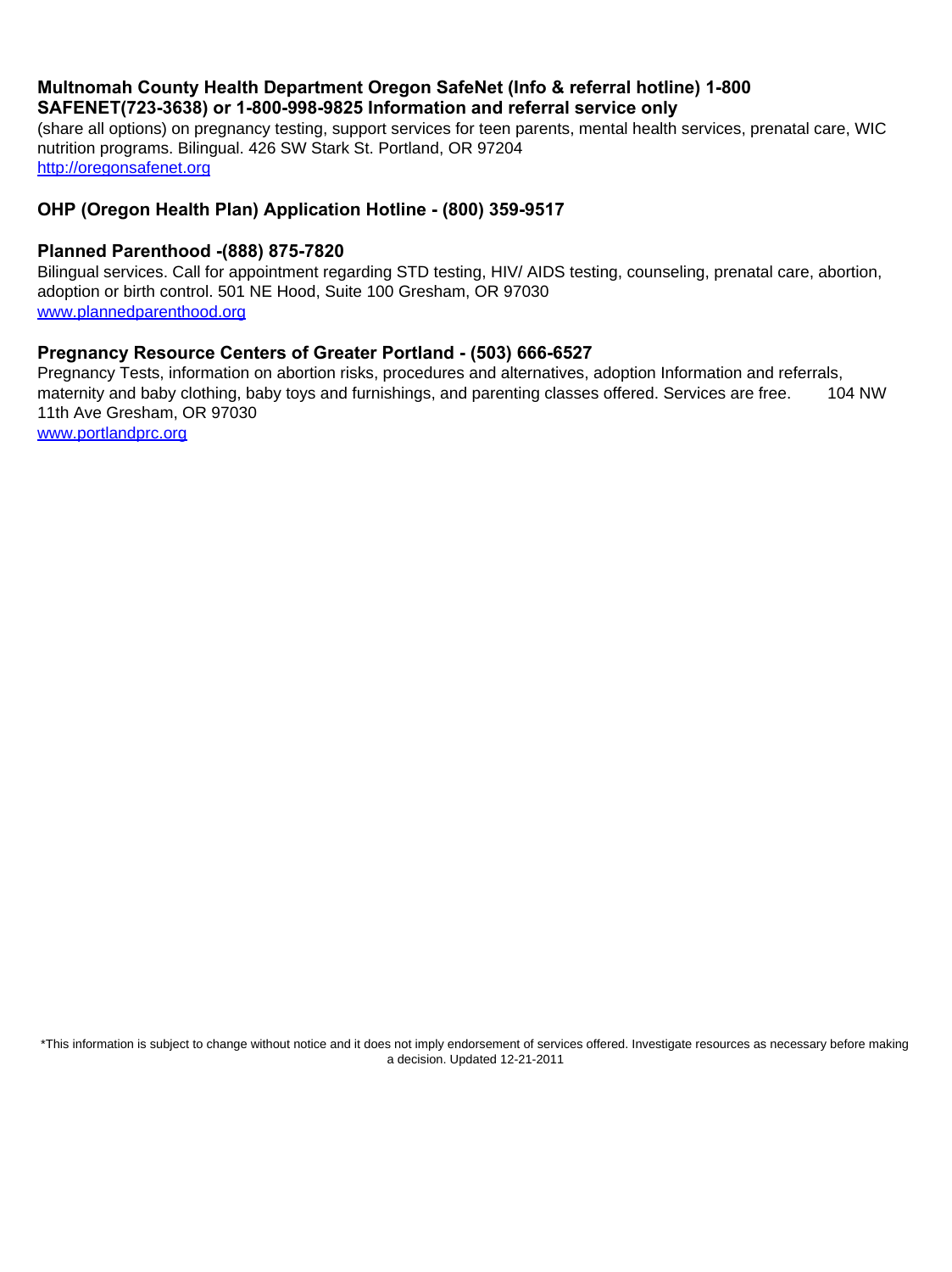**Multnomah County Health Department Oregon SafeNet (Info & referral hotline) 1-800 SAFENET(723-3638) or 1-800-998-9825 Information and referral service only**

(share all options) on pregnancy testing, support services for teen parents, mental health services, prenatal care, WIC nutrition programs. Bilingual. 426 SW Stark St. Portland, OR 97204
http://oregonsafenet.org

**OHP (Oregon Health Plan) Application Hotline - (800) 359-9517**

**Planned Parenthood -(888) 875-7820**

Bilingual services. Call for appointment regarding STD testing, HIV/ AIDS testing, counseling, prenatal care, abortion, adoption or birth control. 501 NE Hood, Suite 100 Gresham, OR 97030
www.plannedparenthood.org

**Pregnancy Resource Centers of Greater Portland - (503) 666-6527**

Pregnancy Tests, information on abortion risks, procedures and alternatives, adoption Information and referrals, maternity and baby clothing, baby toys and furnishings, and parenting classes offered. Services are free. 104 NW 11th Ave Gresham, OR 97030
www.portlandprc.org

*This information is subject to change without notice and it does not imply endorsement of services offered. Investigate resources as necessary before making a decision. Updated 12-21-2011